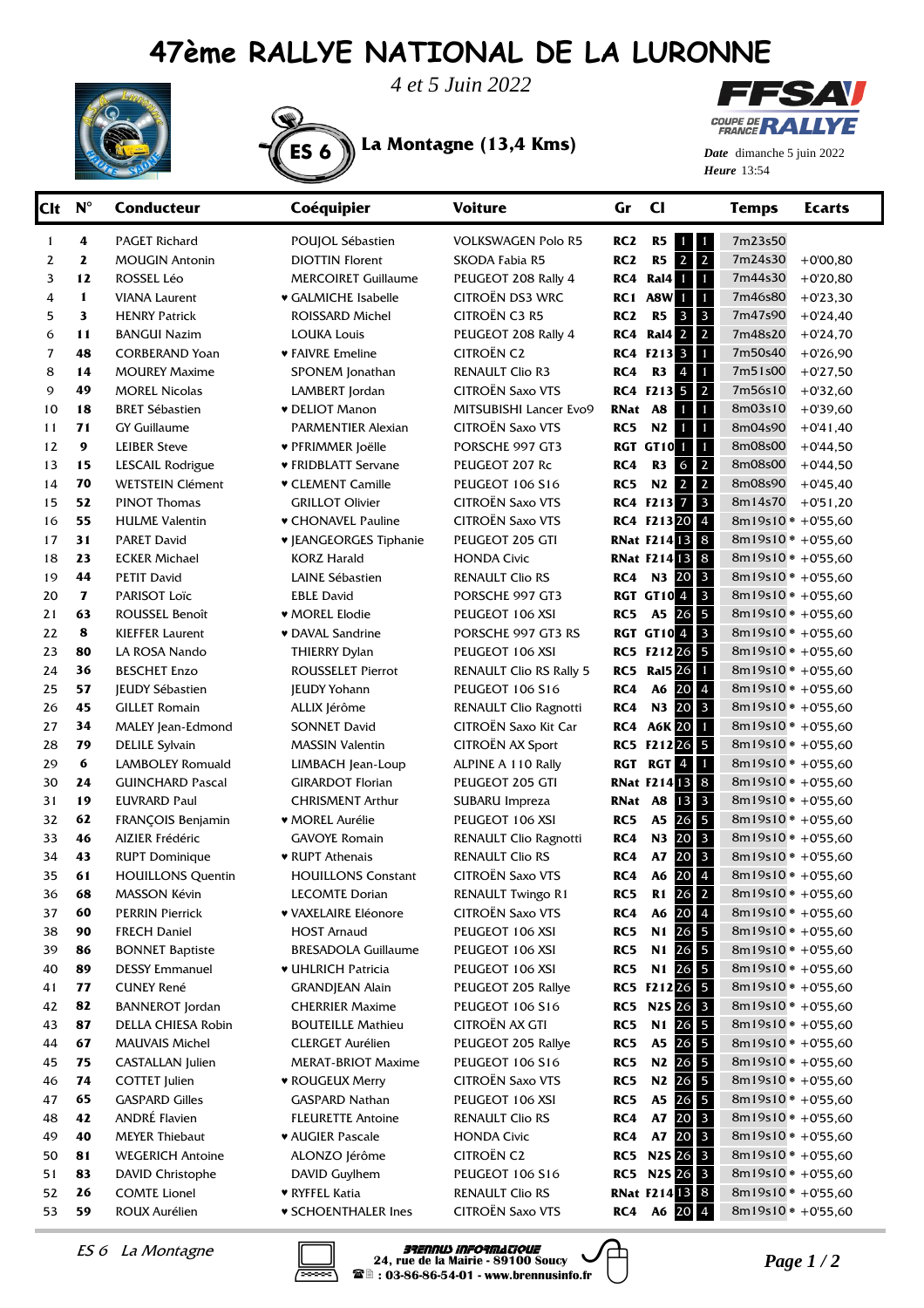# 47ème RALLYE NATIONAL DE LA LURONNE

*4 et 5 Juin 2022*

**ES 6** **La Montagne (13,4 Kms)**

FFSA COUPE DE FRANCE RALLYE

*Date* dimanche 5 juin 2022
*Heure* 13:54

| Clt | N° | Conducteur | Coéquipier | Voiture | Gr | Cl | | | Temps | Ecarts |
|---|---|---|---|---|---|---|---|---|---|---|
| 1 | 4 | PAGET Richard | POUJOL Sébastien | VOLKSWAGEN Polo R5 | RC2 | R5 | 1 | 1 | 7m23s50 | |
| 2 | 2 | MOUGIN Antonin | DIOTTIN Florent | SKODA Fabia R5 | RC2 | R5 | 2 | 2 | 7m24s30 | +0'00,80 |
| 3 | 12 | ROSSEL Léo | MERCOIRET Guillaume | PEUGEOT 208 Rally 4 | RC4 | Ral4 | 1 | 1 | 7m44s30 | +0'20,80 |
| 4 | 1 | VIANA Laurent | ♥ GALMICHE Isabelle | CITROËN DS3 WRC | RC1 | A8W | 1 | 1 | 7m46s80 | +0'23,30 |
| 5 | 3 | HENRY Patrick | ROISSARD Michel | CITROËN C3 R5 | RC2 | R5 | 3 | 3 | 7m47s90 | +0'24,40 |
| 6 | 11 | BANGUI Nazim | LOUKA Louis | PEUGEOT 208 Rally 4 | RC4 | Ral4 | 2 | 2 | 7m48s20 | +0'24,70 |
| 7 | 48 | CORBERAND Yoan | ♥ FAIVRE Emeline | CITROËN C2 | RC4 | F213 | 3 | 1 | 7m50s40 | +0'26,90 |
| 8 | 14 | MOUREY Maxime | SPONEM Jonathan | RENAULT Clio R3 | RC4 | R3 | 4 | 1 | 7m51s00 | +0'27,50 |
| 9 | 49 | MOREL Nicolas | LAMBERT Jordan | CITROËN Saxo VTS | RC4 | F213 | 5 | 2 | 7m56s10 | +0'32,60 |
| 10 | 18 | BRET Sébastien | ♥ DELIOT Manon | MITSUBISHI Lancer Evo9 | RNat | A8 | 1 | 1 | 8m03s10 | +0'39,60 |
| 11 | 71 | GY Guillaume | PARMENTIER Alexian | CITROËN Saxo VTS | RC5 | N2 | 1 | 1 | 8m04s90 | +0'41,40 |
| 12 | 9 | LEIBER Steve | ♥ PFRIMMER Joëlle | PORSCHE 997 GT3 | RGT | GT10 | 1 | 1 | 8m08s00 | +0'44,50 |
| 13 | 15 | LESCAIL Rodrigue | ♥ FRIDBLATT Servane | PEUGEOT 207 Rc | RC4 | R3 | 6 | 2 | 8m08s00 | +0'44,50 |
| 14 | 70 | WETSTEIN Clément | ♥ CLEMENT Camille | PEUGEOT 106 S16 | RC5 | N2 | 2 | 2 | 8m08s90 | +0'45,40 |
| 15 | 52 | PINOT Thomas | GRILLOT Olivier | CITROËN Saxo VTS | RC4 | F213 | 7 | 3 | 8m14s70 | +0'51,20 |
| 16 | 55 | HULME Valentin | ♥ CHONAVEL Pauline | CITROËN Saxo VTS | RC4 | F213 | 20 | 4 | 8m19s10 * | +0'55,60 |
| 17 | 31 | PARET David | ♥ JEANGEORGES Tiphanie | PEUGEOT 205 GTI | RNat | F214 | 13 | 8 | 8m19s10 * | +0'55,60 |
| 18 | 23 | ECKER Michael | KORZ Harald | HONDA Civic | RNat | F214 | 13 | 8 | 8m19s10 * | +0'55,60 |
| 19 | 44 | PETIT David | LAINE Sébastien | RENAULT Clio RS | RC4 | N3 | 20 | 3 | 8m19s10 * | +0'55,60 |
| 20 | 7 | PARISOT Loïc | EBLE David | PORSCHE 997 GT3 | RGT | GT10 | 4 | 3 | 8m19s10 * | +0'55,60 |
| 21 | 63 | ROUSSEL Benoît | ♥ MOREL Elodie | PEUGEOT 106 XSI | RC5 | A5 | 26 | 5 | 8m19s10 * | +0'55,60 |
| 22 | 8 | KIEFFER Laurent | ♥ DAVAL Sandrine | PORSCHE 997 GT3 RS | RGT | GT10 | 4 | 3 | 8m19s10 * | +0'55,60 |
| 23 | 80 | LA ROSA Nando | THIERRY Dylan | PEUGEOT 106 XSI | RC5 | F212 | 26 | 5 | 8m19s10 * | +0'55,60 |
| 24 | 36 | BESCHET Enzo | ROUSSELET Pierrot | RENAULT Clio RS Rally 5 | RC5 | Ral5 | 26 | 1 | 8m19s10 * | +0'55,60 |
| 25 | 57 | JEUDY Sébastien | JEUDY Yohann | PEUGEOT 106 S16 | RC4 | A6 | 20 | 4 | 8m19s10 * | +0'55,60 |
| 26 | 45 | GILLET Romain | ALLIX Jérôme | RENAULT Clio Ragnotti | RC4 | N3 | 20 | 3 | 8m19s10 * | +0'55,60 |
| 27 | 34 | MALEY Jean-Edmond | SONNET David | CITROËN Saxo Kit Car | RC4 | A6K | 20 | 1 | 8m19s10 * | +0'55,60 |
| 28 | 79 | DELILE Sylvain | MASSIN Valentin | CITROËN AX Sport | RC5 | F212 | 26 | 5 | 8m19s10 * | +0'55,60 |
| 29 | 6 | LAMBOLEY Romuald | LIMBACH Jean-Loup | ALPINE A 110 Rally | RGT | RGT | 4 | 1 | 8m19s10 * | +0'55,60 |
| 30 | 24 | GUINCHARD Pascal | GIRARDOT Florian | PEUGEOT 205 GTI | RNat | F214 | 13 | 8 | 8m19s10 * | +0'55,60 |
| 31 | 19 | EUVRARD Paul | CHRISMENT Arthur | SUBARU Impreza | RNat | A8 | 13 | 3 | 8m19s10 * | +0'55,60 |
| 32 | 62 | FRANÇOIS Benjamin | ♥ MOREL Aurélie | PEUGEOT 106 XSI | RC5 | A5 | 26 | 5 | 8m19s10 * | +0'55,60 |
| 33 | 46 | AIZIER Frédéric | GAVOYE Romain | RENAULT Clio Ragnotti | RC4 | N3 | 20 | 3 | 8m19s10 * | +0'55,60 |
| 34 | 43 | RUPT Dominique | ♥ RUPT Athenais | RENAULT Clio RS | RC4 | A7 | 20 | 3 | 8m19s10 * | +0'55,60 |
| 35 | 61 | HOUILLONS Quentin | HOUILLONS Constant | CITROËN Saxo VTS | RC4 | A6 | 20 | 4 | 8m19s10 * | +0'55,60 |
| 36 | 68 | MASSON Kévin | LECOMTE Dorian | RENAULT Twingo R1 | RC5 | R1 | 26 | 2 | 8m19s10 * | +0'55,60 |
| 37 | 60 | PERRIN Pierrick | ♥ VAXELAIRE Eléonore | CITROËN Saxo VTS | RC4 | A6 | 20 | 4 | 8m19s10 * | +0'55,60 |
| 38 | 90 | FRECH Daniel | HOST Arnaud | PEUGEOT 106 XSI | RC5 | N1 | 26 | 5 | 8m19s10 * | +0'55,60 |
| 39 | 86 | BONNET Baptiste | BRESADOLA Guillaume | PEUGEOT 106 XSI | RC5 | N1 | 26 | 5 | 8m19s10 * | +0'55,60 |
| 40 | 89 | DESSY Emmanuel | ♥ UHLRICH Patricia | PEUGEOT 106 XSI | RC5 | N1 | 26 | 5 | 8m19s10 * | +0'55,60 |
| 41 | 77 | CUNEY René | GRANDJEAN Alain | PEUGEOT 205 Rallye | RC5 | F212 | 26 | 5 | 8m19s10 * | +0'55,60 |
| 42 | 82 | BANNEROT Jordan | CHERRIER Maxime | PEUGEOT 106 S16 | RC5 | N2S | 26 | 3 | 8m19s10 * | +0'55,60 |
| 43 | 87 | DELLA CHIESA Robin | BOUTEILLE Mathieu | CITROËN AX GTI | RC5 | N1 | 26 | 5 | 8m19s10 * | +0'55,60 |
| 44 | 67 | MAUVAIS Michel | CLERGET Aurélien | PEUGEOT 205 Rallye | RC5 | A5 | 26 | 5 | 8m19s10 * | +0'55,60 |
| 45 | 75 | CASTALLAN Julien | MERAT-BRIOT Maxime | PEUGEOT 106 S16 | RC5 | N2 | 26 | 5 | 8m19s10 * | +0'55,60 |
| 46 | 74 | COTTET Julien | ♥ ROUGEUX Merry | CITROËN Saxo VTS | RC5 | N2 | 26 | 5 | 8m19s10 * | +0'55,60 |
| 47 | 65 | GASPARD Gilles | GASPARD Nathan | PEUGEOT 106 XSI | RC5 | A5 | 26 | 5 | 8m19s10 * | +0'55,60 |
| 48 | 42 | ANDRÉ Flavien | FLEURETTE Antoine | RENAULT Clio RS | RC4 | A7 | 20 | 3 | 8m19s10 * | +0'55,60 |
| 49 | 40 | MEYER Thiebaut | ♥ AUGIER Pascale | HONDA Civic | RC4 | A7 | 20 | 3 | 8m19s10 * | +0'55,60 |
| 50 | 81 | WEGERICH Antoine | ALONZO Jérôme | CITROËN C2 | RC5 | N2S | 26 | 3 | 8m19s10 * | +0'55,60 |
| 51 | 83 | DAVID Christophe | DAVID Guylhem | PEUGEOT 106 S16 | RC5 | N2S | 26 | 3 | 8m19s10 * | +0'55,60 |
| 52 | 26 | COMTE Lionel | ♥ RYFFEL Katia | RENAULT Clio RS | RNat | F214 | 13 | 8 | 8m19s10 * | +0'55,60 |
| 53 | 59 | ROUX Aurélien | ♥ SCHOENTHALER Ines | CITROËN Saxo VTS | RC4 | A6 | 20 | 4 | 8m19s10 * | +0'55,60 |

*ES 6 La Montagne*

BRENNUS INFORMATIQUE
24, rue de la Mairie - 89100 Soucy
03-86-86-54-01 - www.brennusinfo.fr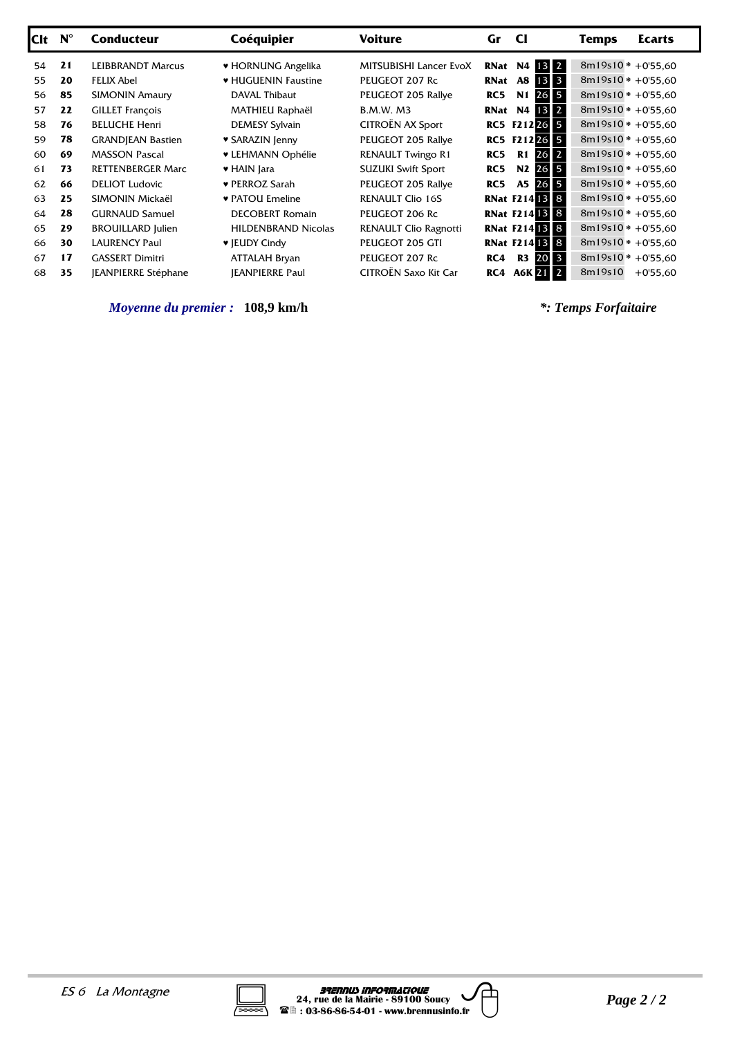| Clt | N° | Conducteur | Coéquipier | Voiture | Gr | Cl | | | Temps | Ecarts |
|---|---|---|---|---|---|---|---|---|---|---|
| 54 | **21** | LEIBBRANDT Marcus | ♥ HORNUNG Angelika | MITSUBISHI Lancer EvoX | **RNat** | **N4** | 13 | 2 | 8m19s10 * | +0'55,60 |
| 55 | **20** | FELIX Abel | ♥ HUGUENIN Faustine | PEUGEOT 207 Rc | **RNat** | **A8** | 13 | 3 | 8m19s10 * | +0'55,60 |
| 56 | **85** | SIMONIN Amaury | DAVAL Thibaut | PEUGEOT 205 Rallye | **RC5** | **N1** | 26 | 5 | 8m19s10 * | +0'55,60 |
| 57 | **22** | GILLET François | MATHIEU Raphaël | B.M.W. M3 | **RNat** | **N4** | 13 | 2 | 8m19s10 * | +0'55,60 |
| 58 | **76** | BELUCHE Henri | DEMESY Sylvain | CITROËN AX Sport | **RC5** | **F212** | 26 | 5 | 8m19s10 * | +0'55,60 |
| 59 | **78** | GRANDJEAN Bastien | ♥ SARAZIN Jenny | PEUGEOT 205 Rallye | **RC5** | **F212** | 26 | 5 | 8m19s10 * | +0'55,60 |
| 60 | **69** | MASSON Pascal | ♥ LEHMANN Ophélie | RENAULT Twingo R1 | **RC5** | **R1** | 26 | 2 | 8m19s10 * | +0'55,60 |
| 61 | **73** | RETTENBERGER Marc | ♥ HAIN Jara | SUZUKI Swift Sport | **RC5** | **N2** | 26 | 5 | 8m19s10 * | +0'55,60 |
| 62 | **66** | DELIOT Ludovic | ♥ PERROZ Sarah | PEUGEOT 205 Rallye | **RC5** | **A5** | 26 | 5 | 8m19s10 * | +0'55,60 |
| 63 | **25** | SIMONIN Mickaël | ♥ PATOU Emeline | RENAULT Clio 16S | **RNat** | **F214** | 13 | 8 | 8m19s10 * | +0'55,60 |
| 64 | **28** | GURNAUD Samuel | DECOBERT Romain | PEUGEOT 206 Rc | **RNat** | **F214** | 13 | 8 | 8m19s10 * | +0'55,60 |
| 65 | **29** | BROUILLARD Julien | HILDENBRAND Nicolas | RENAULT Clio Ragnotti | **RNat** | **F214** | 13 | 8 | 8m19s10 * | +0'55,60 |
| 66 | **30** | LAURENCY Paul | ♥ JEUDY Cindy | PEUGEOT 205 GTI | **RNat** | **F214** | 13 | 8 | 8m19s10 * | +0'55,60 |
| 67 | **17** | GASSERT Dimitri | ATTALAH Bryan | PEUGEOT 207 Rc | **RC4** | **R3** | 20 | 3 | 8m19s10 * | +0'55,60 |
| 68 | **35** | JEANPIERRE Stéphane | JEANPIERRE Paul | CITROËN Saxo Kit Car | **RC4** | **A6K** | 21 | 2 | 8m19s10 | +0'55,60 |

*Moyenne du premier :* **108,9 km/h**

***: Temps Forfaitaire***

*ES 6 La Montagne*

BRENNUS INFORMATIQUE
24, rue de la Mairie - 89100 Soucy
: 03-86-86-54-01 - www.brennusinfo.fr